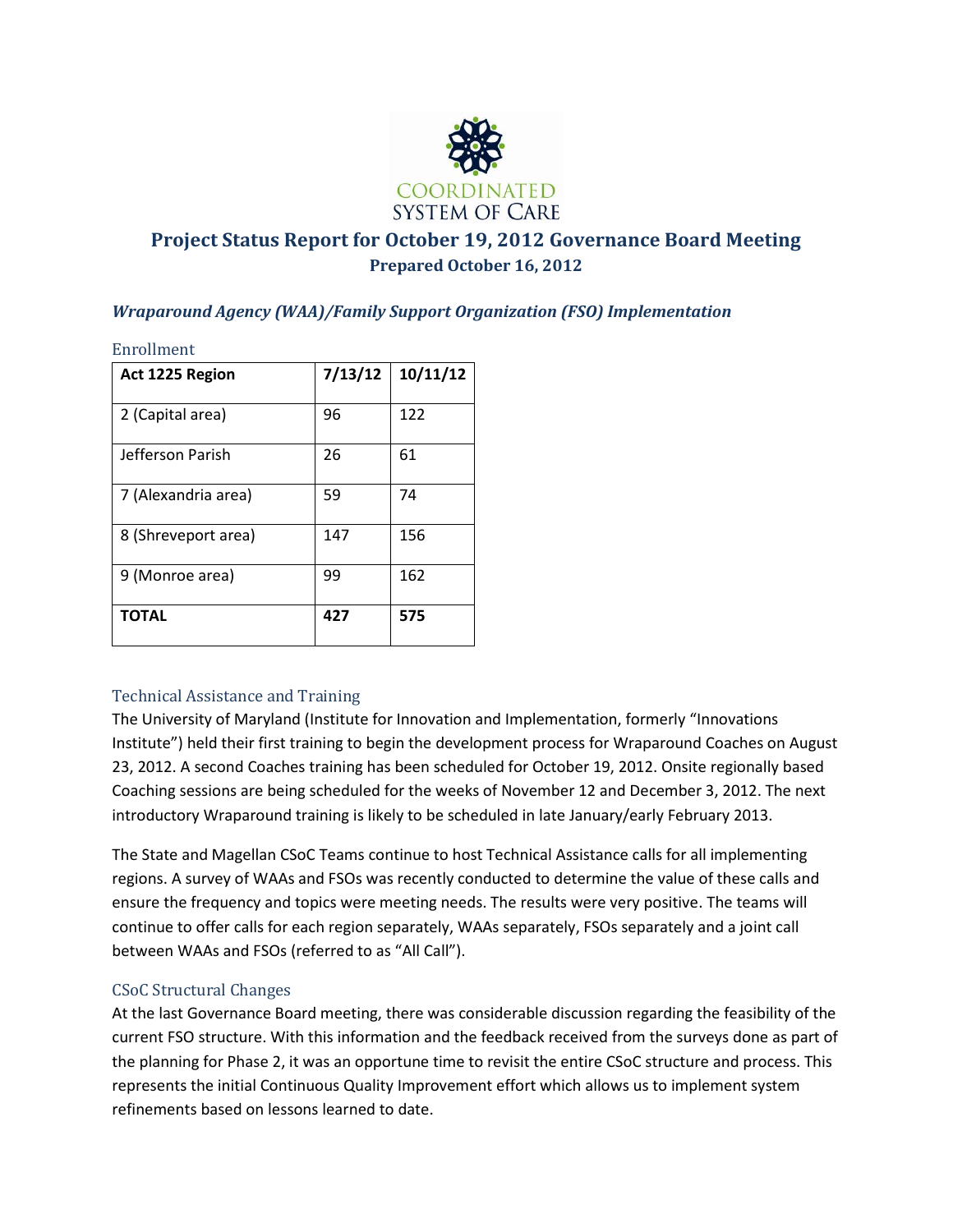# Project Status Report for October 19, 2012 Governance Board Meeting

**Prepared October 16, 2012**

## *Wraparound Agency (WAA)/Family Support Organization (FSO) Implementation*

### Enrollment

| Act 1225 Region | 7/13/12 | 10/11/12 |
|---|---|---|
| 2 (Capital area) | 96 | 122 |
| Jefferson Parish | 26 | 61 |
| 7 (Alexandria area) | 59 | 74 |
| 8 (Shreveport area) | 147 | 156 |
| 9 (Monroe area) | 99 | 162 |
| **TOTAL** | **427** | **575** |

### Technical Assistance and Training

The University of Maryland (Institute for Innovation and Implementation, formerly "Innovations Institute") held their first training to begin the development process for Wraparound Coaches on August 23, 2012. A second Coaches training has been scheduled for October 19, 2012. Onsite regionally based Coaching sessions are being scheduled for the weeks of November 12 and December 3, 2012. The next introductory Wraparound training is likely to be scheduled in late January/early February 2013.

The State and Magellan CSoC Teams continue to host Technical Assistance calls for all implementing regions. A survey of WAAs and FSOs was recently conducted to determine the value of these calls and ensure the frequency and topics were meeting needs. The results were very positive. The teams will continue to offer calls for each region separately, WAAs separately, FSOs separately and a joint call between WAAs and FSOs (referred to as "All Call").

### CSoC Structural Changes

At the last Governance Board meeting, there was considerable discussion regarding the feasibility of the current FSO structure. With this information and the feedback received from the surveys done as part of the planning for Phase 2, it was an opportune time to revisit the entire CSoC structure and process. This represents the initial Continuous Quality Improvement effort which allows us to implement system refinements based on lessons learned to date.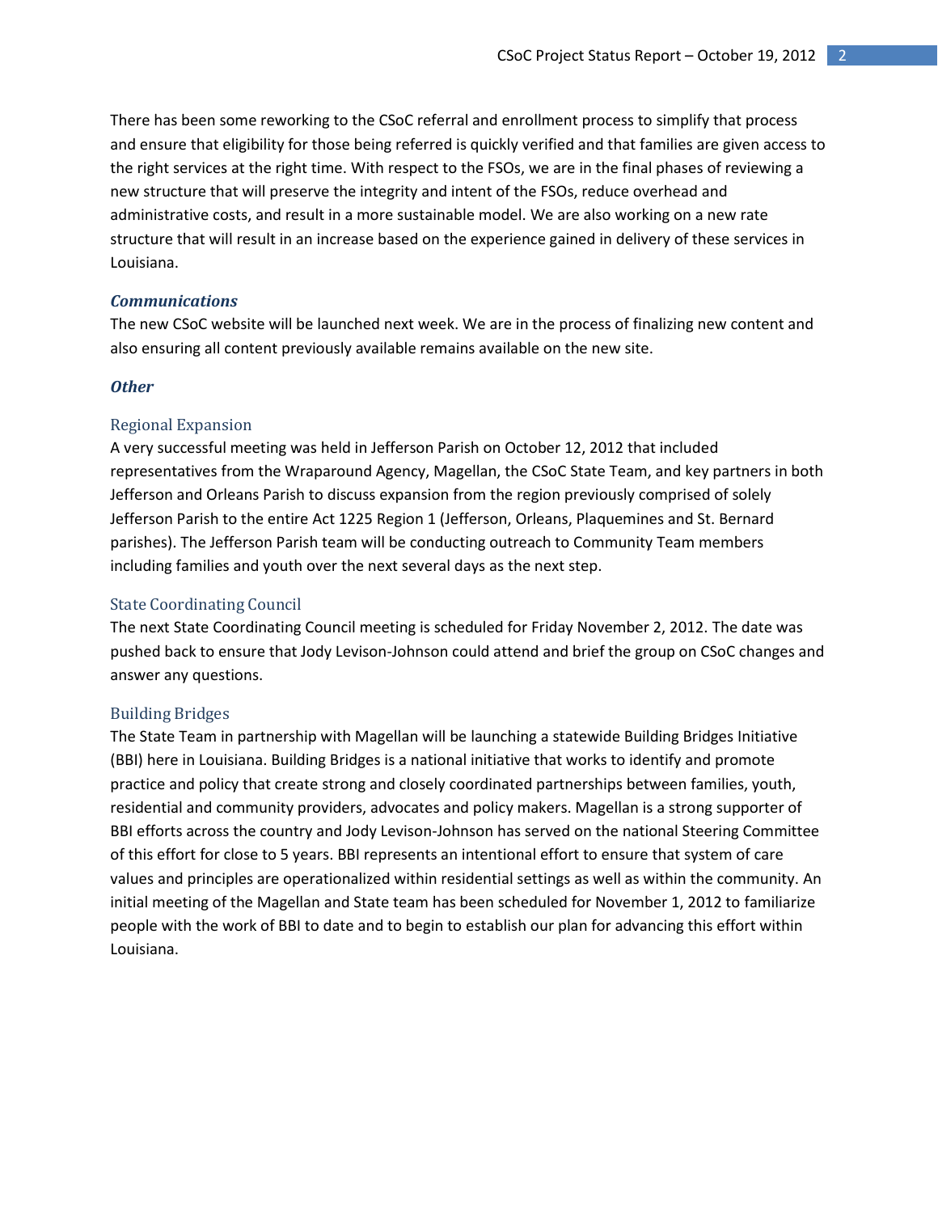There has been some reworking to the CSoC referral and enrollment process to simplify that process and ensure that eligibility for those being referred is quickly verified and that families are given access to the right services at the right time. With respect to the FSOs, we are in the final phases of reviewing a new structure that will preserve the integrity and intent of the FSOs, reduce overhead and administrative costs, and result in a more sustainable model. We are also working on a new rate structure that will result in an increase based on the experience gained in delivery of these services in Louisiana.

### *Communications*

The new CSoC website will be launched next week. We are in the process of finalizing new content and also ensuring all content previously available remains available on the new site.

### *Other*

#### Regional Expansion

A very successful meeting was held in Jefferson Parish on October 12, 2012 that included representatives from the Wraparound Agency, Magellan, the CSoC State Team, and key partners in both Jefferson and Orleans Parish to discuss expansion from the region previously comprised of solely Jefferson Parish to the entire Act 1225 Region 1 (Jefferson, Orleans, Plaquemines and St. Bernard parishes). The Jefferson Parish team will be conducting outreach to Community Team members including families and youth over the next several days as the next step.

#### State Coordinating Council

The next State Coordinating Council meeting is scheduled for Friday November 2, 2012. The date was pushed back to ensure that Jody Levison-Johnson could attend and brief the group on CSoC changes and answer any questions.

#### Building Bridges

The State Team in partnership with Magellan will be launching a statewide Building Bridges Initiative (BBI) here in Louisiana. Building Bridges is a national initiative that works to identify and promote practice and policy that create strong and closely coordinated partnerships between families, youth, residential and community providers, advocates and policy makers. Magellan is a strong supporter of BBI efforts across the country and Jody Levison-Johnson has served on the national Steering Committee of this effort for close to 5 years. BBI represents an intentional effort to ensure that system of care values and principles are operationalized within residential settings as well as within the community. An initial meeting of the Magellan and State team has been scheduled for November 1, 2012 to familiarize people with the work of BBI to date and to begin to establish our plan for advancing this effort within Louisiana.